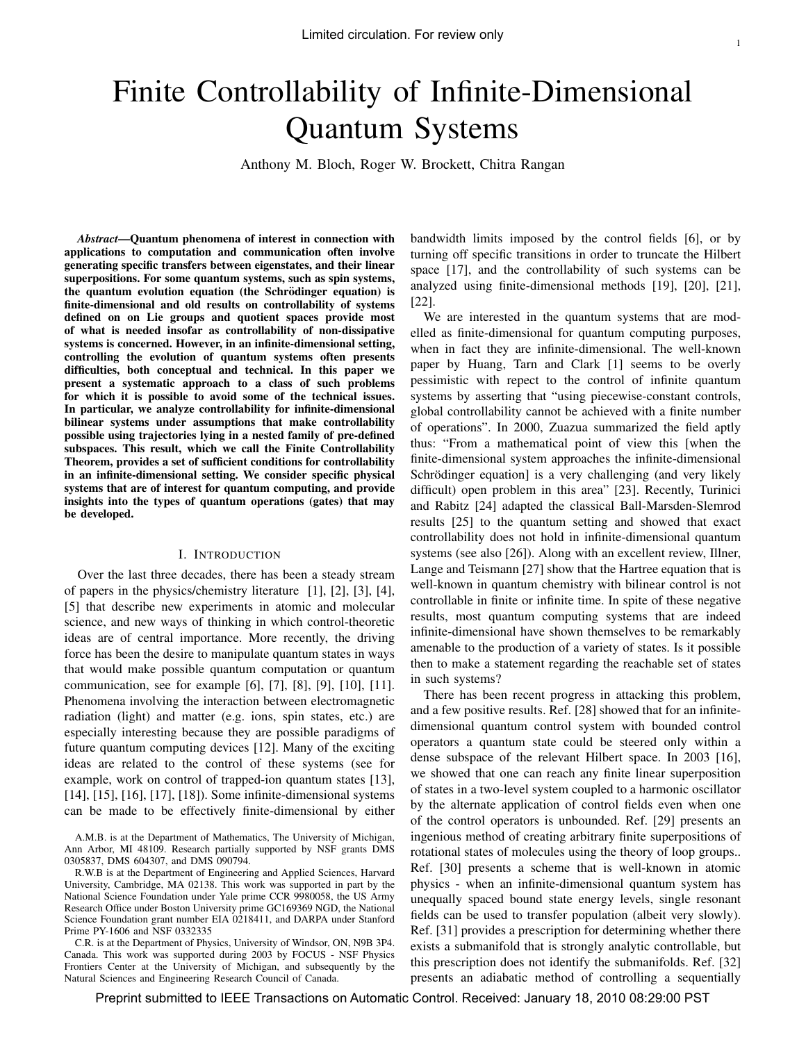# Finite Controllability of Infinite-Dimensional Quantum Systems

Anthony M. Bloch, Roger W. Brockett, Chitra Rangan

***Abstract*—Quantum phenomena of interest in connection with applications to computation and communication often involve generating specific transfers between eigenstates, and their linear superpositions. For some quantum systems, such as spin systems, the quantum evolution equation (the Schrödinger equation) is finite-dimensional and old results on controllability of systems defined on on Lie groups and quotient spaces provide most of what is needed insofar as controllability of non-dissipative systems is concerned. However, in an infinite-dimensional setting, controlling the evolution of quantum systems often presents difficulties, both conceptual and technical. In this paper we present a systematic approach to a class of such problems for which it is possible to avoid some of the technical issues. In particular, we analyze controllability for infinite-dimensional bilinear systems under assumptions that make controllability possible using trajectories lying in a nested family of pre-defined subspaces. This result, which we call the Finite Controllability Theorem, provides a set of sufficient conditions for controllability in an infinite-dimensional setting. We consider specific physical systems that are of interest for quantum computing, and provide insights into the types of quantum operations (gates) that may be developed.**

## I. Introduction

Over the last three decades, there has been a steady stream of papers in the physics/chemistry literature [1], [2], [3], [4], [5] that describe new experiments in atomic and molecular science, and new ways of thinking in which control-theoretic ideas are of central importance. More recently, the driving force has been the desire to manipulate quantum states in ways that would make possible quantum computation or quantum communication, see for example [6], [7], [8], [9], [10], [11]. Phenomena involving the interaction between electromagnetic radiation (light) and matter (e.g. ions, spin states, etc.) are especially interesting because they are possible paradigms of future quantum computing devices [12]. Many of the exciting ideas are related to the control of these systems (see for example, work on control of trapped-ion quantum states [13], [14], [15], [16], [17], [18]). Some infinite-dimensional systems can be made to be effectively finite-dimensional by either bandwidth limits imposed by the control fields [6], or by turning off specific transitions in order to truncate the Hilbert space [17], and the controllability of such systems can be analyzed using finite-dimensional methods [19], [20], [21], [22].

We are interested in the quantum systems that are modelled as finite-dimensional for quantum computing purposes, when in fact they are infinite-dimensional. The well-known paper by Huang, Tarn and Clark [1] seems to be overly pessimistic with repect to the control of infinite quantum systems by asserting that "using piecewise-constant controls, global controllability cannot be achieved with a finite number of operations". In 2000, Zuazua summarized the field aptly thus: "From a mathematical point of view this [when the finite-dimensional system approaches the infinite-dimensional Schrödinger equation] is a very challenging (and very likely difficult) open problem in this area" [23]. Recently, Turinici and Rabitz [24] adapted the classical Ball-Marsden-Slemrod results [25] to the quantum setting and showed that exact controllability does not hold in infinite-dimensional quantum systems (see also [26]). Along with an excellent review, Illner, Lange and Teismann [27] show that the Hartree equation that is well-known in quantum chemistry with bilinear control is not controllable in finite or infinite time. In spite of these negative results, most quantum computing systems that are indeed infinite-dimensional have shown themselves to be remarkably amenable to the production of a variety of states. Is it possible then to make a statement regarding the reachable set of states in such systems?

There has been recent progress in attacking this problem, and a few positive results. Ref. [28] showed that for an infinite-dimensional quantum control system with bounded control operators a quantum state could be steered only within a dense subspace of the relevant Hilbert space. In 2003 [16], we showed that one can reach any finite linear superposition of states in a two-level system coupled to a harmonic oscillator by the alternate application of control fields even when one of the control operators is unbounded. Ref. [29] presents an ingenious method of creating arbitrary finite superpositions of rotational states of molecules using the theory of loop groups.. Ref. [30] presents a scheme that is well-known in atomic physics - when an infinite-dimensional quantum system has unequally spaced bound state energy levels, single resonant fields can be used to transfer population (albeit very slowly). Ref. [31] provides a prescription for determining whether there exists a submanifold that is strongly analytic controllable, but this prescription does not identify the submanifolds. Ref. [32] presents an adiabatic method of controlling a sequentially

A.M.B. is at the Department of Mathematics, The University of Michigan, Ann Arbor, MI 48109. Research partially supported by NSF grants DMS 0305837, DMS 604307, and DMS 090794.

R.W.B is at the Department of Engineering and Applied Sciences, Harvard University, Cambridge, MA 02138. This work was supported in part by the National Science Foundation under Yale prime CCR 9980058, the US Army Research Office under Boston University prime GC169369 NGD, the National Science Foundation grant number EIA 0218411, and DARPA under Stanford Prime PY-1606 and NSF 0332335

C.R. is at the Department of Physics, University of Windsor, ON, N9B 3P4. Canada. This work was supported during 2003 by FOCUS - NSF Physics Frontiers Center at the University of Michigan, and subsequently by the Natural Sciences and Engineering Research Council of Canada.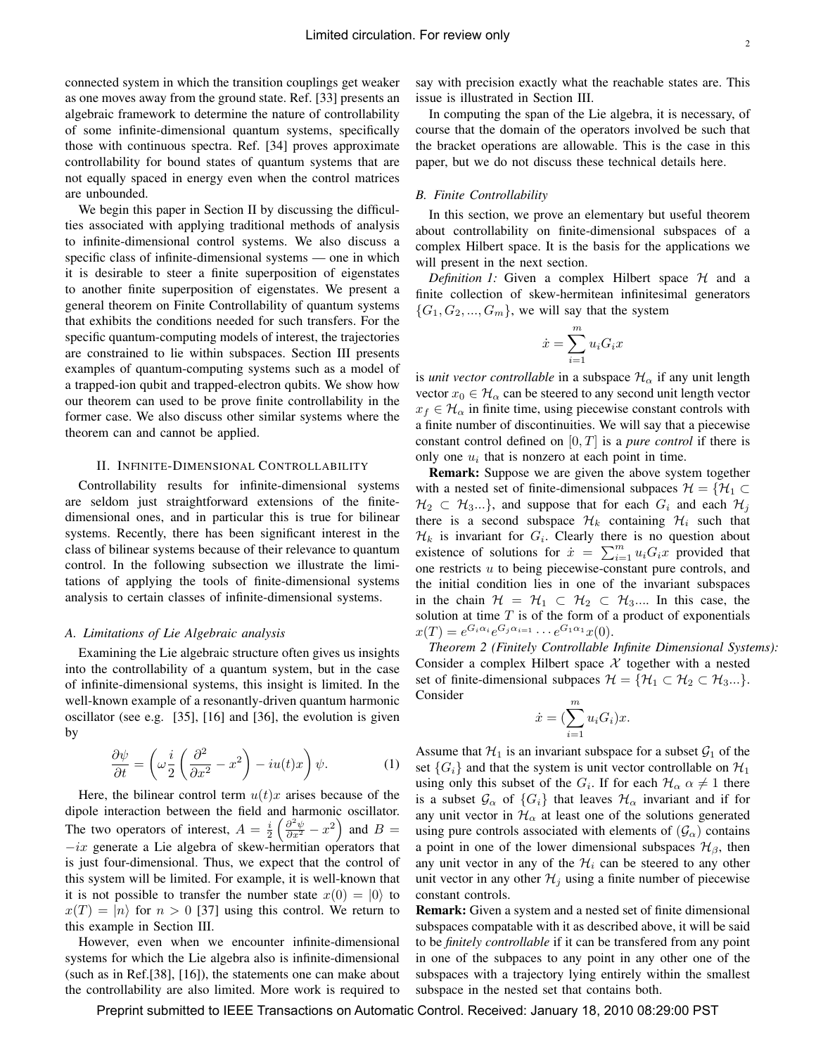connected system in which the transition couplings get weaker as one moves away from the ground state. Ref. [33] presents an algebraic framework to determine the nature of controllability of some infinite-dimensional quantum systems, specifically those with continuous spectra. Ref. [34] proves approximate controllability for bound states of quantum systems that are not equally spaced in energy even when the control matrices are unbounded.

We begin this paper in Section II by discussing the difficulties associated with applying traditional methods of analysis to infinite-dimensional control systems. We also discuss a specific class of infinite-dimensional systems — one in which it is desirable to steer a finite superposition of eigenstates to another finite superposition of eigenstates. We present a general theorem on Finite Controllability of quantum systems that exhibits the conditions needed for such transfers. For the specific quantum-computing models of interest, the trajectories are constrained to lie within subspaces. Section III presents examples of quantum-computing systems such as a model of a trapped-ion qubit and trapped-electron qubits. We show how our theorem can used to be prove finite controllability in the former case. We also discuss other similar systems where the theorem can and cannot be applied.

## II. Infinite-Dimensional Controllability

Controllability results for infinite-dimensional systems are seldom just straightforward extensions of the finite-dimensional ones, and in particular this is true for bilinear systems. Recently, there has been significant interest in the class of bilinear systems because of their relevance to quantum control. In the following subsection we illustrate the limitations of applying the tools of finite-dimensional systems analysis to certain classes of infinite-dimensional systems.

### A. Limitations of Lie Algebraic analysis

Examining the Lie algebraic structure often gives us insights into the controllability of a quantum system, but in the case of infinite-dimensional systems, this insight is limited. In the well-known example of a resonantly-driven quantum harmonic oscillator (see e.g. [35], [16] and [36], the evolution is given by

$$\frac{\partial \psi}{\partial t} = \left( \omega \frac{i}{2} \left( \frac{\partial^2}{\partial x^2} - x^2 \right) - iu(t)x \right) \psi. \tag{1}$$

Here, the bilinear control term $u(t)x$ arises because of the dipole interaction between the field and harmonic oscillator. The two operators of interest, $A = \frac{i}{2}\left(\frac{\partial^2 \psi}{\partial x^2} - x^2\right)$ and $B = -ix$ generate a Lie algebra of skew-hermitian operators that is just four-dimensional. Thus, we expect that the control of this system will be limited. For example, it is well-known that it is not possible to transfer the number state $x(0) = |0\rangle$ to $x(T) = |n\rangle$ for $n > 0$ [37] using this control. We return to this example in Section III.

However, even when we encounter infinite-dimensional systems for which the Lie algebra also is infinite-dimensional (such as in Ref.[38], [16]), the statements one can make about the controllability are also limited. More work is required to say with precision exactly what the reachable states are. This issue is illustrated in Section III.

In computing the span of the Lie algebra, it is necessary, of course that the domain of the operators involved be such that the bracket operations are allowable. This is the case in this paper, but we do not discuss these technical details here.

### B. Finite Controllability

In this section, we prove an elementary but useful theorem about controllability on finite-dimensional subspaces of a complex Hilbert space. It is the basis for the applications we will present in the next section.

*Definition 1:* Given a complex Hilbert space $\mathcal{H}$ and a finite collection of skew-hermitean infinitesimal generators $\{G_1, G_2, ..., G_m\}$, we will say that the system

$$\dot{x} = \sum_{i=1}^{m} u_i G_i x$$

is *unit vector controllable* in a subspace $\mathcal{H}_\alpha$ if any unit length vector $x_0 \in \mathcal{H}_\alpha$ can be steered to any second unit length vector $x_f \in \mathcal{H}_\alpha$ in finite time, using piecewise constant controls with a finite number of discontinuities. We will say that a piecewise constant control defined on $[0, T]$ is a *pure control* if there is only one $u_i$ that is nonzero at each point in time.

**Remark:** Suppose we are given the above system together with a nested set of finite-dimensional subpaces $\mathcal{H} = \{\mathcal{H}_1 \subset \mathcal{H}_2 \subset \mathcal{H}_3 ...\}$, and suppose that for each $G_i$ and each $\mathcal{H}_j$ there is a second subspace $\mathcal{H}_k$ containing $\mathcal{H}_i$ such that $\mathcal{H}_k$ is invariant for $G_i$. Clearly there is no question about existence of solutions for $\dot{x} = \sum_{i=1}^{m} u_i G_i x$ provided that one restricts $u$ to being piecewise-constant pure controls, and the initial condition lies in one of the invariant subspaces in the chain $\mathcal{H} = \mathcal{H}_1 \subset \mathcal{H}_2 \subset \mathcal{H}_3 ....$ In this case, the solution at time $T$ is of the form of a product of exponentials $x(T) = e^{G_i \alpha_i} e^{G_j \alpha_{i=1}} \cdots e^{G_1 \alpha_1} x(0)$.

*Theorem 2 (Finitely Controllable Infinite Dimensional Systems):* Consider a complex Hilbert space $\mathcal{X}$ together with a nested set of finite-dimensional subpaces $\mathcal{H} = \{\mathcal{H}_1 \subset \mathcal{H}_2 \subset \mathcal{H}_3 ...\}$. Consider

$$\dot{x} = (\sum_{i=1}^{m} u_i G_i) x.$$

Assume that $\mathcal{H}_1$ is an invariant subspace for a subset $\mathcal{G}_1$ of the set $\{G_i\}$ and that the system is unit vector controllable on $\mathcal{H}_1$ using only this subset of the $G_i$. If for each $\mathcal{H}_\alpha$ $\alpha \neq 1$ there is a subset $\mathcal{G}_\alpha$ of $\{G_i\}$ that leaves $\mathcal{H}_\alpha$ invariant and if for any unit vector in $\mathcal{H}_\alpha$ at least one of the solutions generated using pure controls associated with elements of $(\mathcal{G}_\alpha)$ contains a point in one of the lower dimensional subspaces $\mathcal{H}_\beta$, then any unit vector in any of the $\mathcal{H}_i$ can be steered to any other unit vector in any other $\mathcal{H}_j$ using a finite number of piecewise constant controls.

**Remark:** Given a system and a nested set of finite dimensional subspaces compatable with it as described above, it will be said to be *finitely controllable* if it can be transfered from any point in one of the subspaces to any point in any other one of the subspaces with a trajectory lying entirely within the smallest subspace in the nested set that contains both.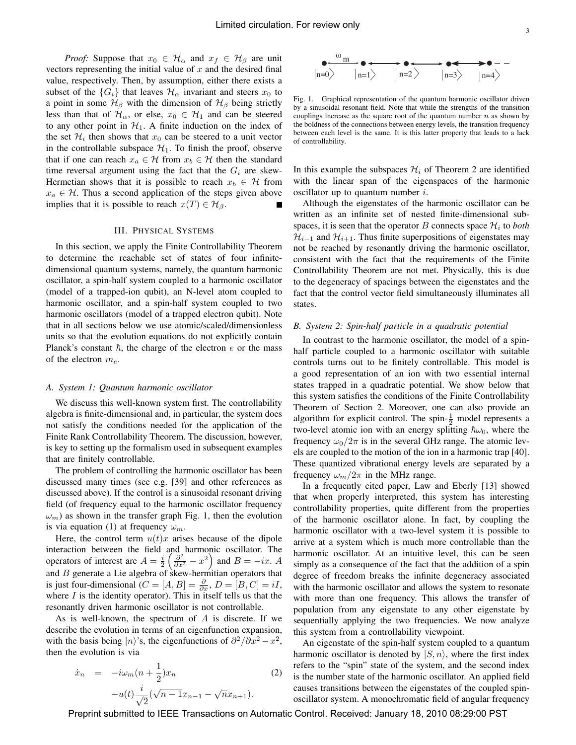*Proof:* Suppose that $x_0 \in \mathcal{H}_\alpha$ and $x_f \in \mathcal{H}_\beta$ are unit vectors representing the initial value of $x$ and the desired final value, respectively. Then, by assumption, either there exists a subset of the $\{G_i\}$ that leaves $\mathcal{H}_\alpha$ invariant and steers $x_0$ to a point in some $\mathcal{H}_\beta$ with the dimension of $\mathcal{H}_\beta$ being strictly less than that of $\mathcal{H}_\alpha$, or else, $x_0 \in \mathcal{H}_1$ and can be steered to any other point in $\mathcal{H}_1$. A finite induction on the index of the set $\mathcal{H}_i$ then shows that $x_0$ can be steered to a unit vector in the controllable subspace $\mathcal{H}_1$. To finish the proof, observe that if one can reach $x_a \in \mathcal{H}$ from $x_b \in \mathcal{H}$ then the standard time reversal argument using the fact that the $G_i$ are skew-Hermetian shows that it is possible to reach $x_b \in \mathcal{H}$ from $x_a \in \mathcal{H}$. Thus a second application of the steps given above implies that it is possible to reach $x(T) \in \mathcal{H}_\beta$. ∎

## III. Physical Systems

In this section, we apply the Finite Controllability Theorem to determine the reachable set of states of four infinite-dimensional quantum systems, namely, the quantum harmonic oscillator, a spin-half system coupled to a harmonic oscillator (model of a trapped-ion qubit), an N-level atom coupled to harmonic oscillator, and a spin-half system coupled to two harmonic oscillators (model of a trapped electron qubit). Note that in all sections below we use atomic/scaled/dimensionless units so that the evolution equations do not explicitly contain Planck's constant $\hbar$, the charge of the electron $e$ or the mass of the electron $m_e$.

### A. System 1: Quantum harmonic oscillator

We discuss this well-known system first. The controllability algebra is finite-dimensional and, in particular, the system does not satisfy the conditions needed for the application of the Finite Rank Controllability Theorem. The discussion, however, is key to setting up the formalism used in subsequent examples that are finitely controllable.

The problem of controlling the harmonic oscillator has been discussed many times (see e.g. [39] and other references as discussed above). If the control is a sinusoidal resonant driving field (of frequency equal to the harmonic oscillator frequency $\omega_m$) as shown in the transfer graph Fig. 1, then the evolution is via equation (1) at frequency $\omega_m$.

Here, the control term $u(t)x$ arises because of the dipole interaction between the field and harmonic oscillator. The operators of interest are $A = \frac{i}{2}\left(\frac{\partial^2}{\partial x^2} - x^2\right)$ and $B = -ix$. $A$ and $B$ generate a Lie algebra of skew-hermitian operators that is just four-dimensional ($C = [A, B] = \frac{\partial}{\partial x}$, $D = [B, C] = iI$, where $I$ is the identity operator). This in itself tells us that the resonantly driven harmonic oscillator is not controllable.

As is well-known, the spectrum of $A$ is discrete. If we describe the evolution in terms of an eigenfunction expansion, with the basis being $|n\rangle$'s, the eigenfunctions of $\partial^2/\partial x^2 - x^2$, then the evolution is via

$$
\begin{aligned}
\dot{x}_n &= -i\omega_m(n + \frac{1}{2})x_n \\
&\quad -u(t)\frac{i}{\sqrt{2}}(\sqrt{n-1}x_{n-1} - \sqrt{n}x_{n+1}).
\end{aligned}
\tag{2}
$$

Fig. 1. Graphical representation of the quantum harmonic oscillator driven by a sinusoidal resonant field. Note that while the strengths of the transition couplings increase as the square root of the quantum number $n$ as shown by the boldness of the connections between energy levels, the transition frequency between each level is the same. It is this latter property that leads to a lack of controllability.

In this example the subspaces $\mathcal{H}_i$ of Theorem 2 are identified with the linear span of the eigenspaces of the harmonic oscillator up to quantum number $i$.

Although the eigenstates of the harmonic oscillator can be written as an infinite set of nested finite-dimensional subspaces, it is seen that the operator $B$ connects space $\mathcal{H}_i$ to *both* $\mathcal{H}_{i-1}$ and $\mathcal{H}_{i+1}$. Thus finite superpositions of eigenstates may not be reached by resonantly driving the harmonic oscillator, consistent with the fact that the requirements of the Finite Controllability Theorem are not met. Physically, this is due to the degeneracy of spacings between the eigenstates and the fact that the control vector field simultaneously illuminates all states.

### B. System 2: Spin-half particle in a quadratic potential

In contrast to the harmonic oscillator, the model of a spin-half particle coupled to a harmonic oscillator with suitable controls turns out to be finitely controllable. This model is a good representation of an ion with two essential internal states trapped in a quadratic potential. We show below that this system satisfies the conditions of the Finite Controllability Theorem of Section 2. Moreover, one can also provide an algorithm for explicit control. The spin-$\frac{1}{2}$ model represents a two-level atomic ion with an energy splitting $\hbar\omega_0$, where the frequency $\omega_0/2\pi$ is in the several GHz range. The atomic levels are coupled to the motion of the ion in a harmonic trap [40]. These quantized vibrational energy levels are separated by a frequency $\omega_m/2\pi$ in the MHz range.

In a frequently cited paper, Law and Eberly [13] showed that when properly interpreted, this system has interesting controllability properties, quite different from the properties of the harmonic oscillator alone. In fact, by coupling the harmonic oscillator with a two-level system it is possible to arrive at a system which is much more controllable than the harmonic oscillator. At an intuitive level, this can be seen simply as a consequence of the fact that the addition of a spin degree of freedom breaks the infinite degeneracy associated with the harmonic oscillator and allows the system to resonate with more than one frequency. This allows the transfer of population from any eigenstate to any other eigenstate by sequentially applying the two frequencies. We now analyze this system from a controllability viewpoint.

An eigenstate of the spin-half system coupled to a quantum harmonic oscillator is denoted by $|S, n\rangle$, where the first index refers to the "spin" state of the system, and the second index is the number state of the harmonic oscillator. An applied field causes transitions between the eigenstates of the coupled spin-oscillator system. A monochromatic field of angular frequency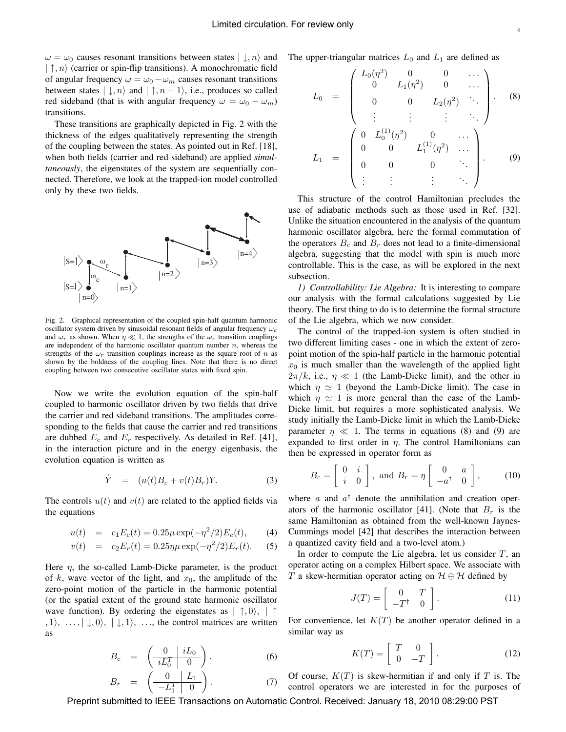$\omega = \omega_0$ causes resonant transitions between states $|\downarrow, n\rangle$ and $|\uparrow, n\rangle$ (carrier or spin-flip transitions). A monochromatic field of angular frequency $\omega = \omega_0 - \omega_m$ causes resonant transitions between states $|\downarrow, n\rangle$ and $|\uparrow, n-1\rangle$, i.e., produces so called red sideband (that is with angular frequency $\omega = \omega_0 - \omega_m$) transitions.

These transitions are graphically depicted in Fig. 2 with the thickness of the edges qualitatively representing the strength of the coupling between the states. As pointed out in Ref. [18], when both fields (carrier and red sideband) are applied *simultaneously*, the eigenstates of the system are sequentially connected. Therefore, we look at the trapped-ion model controlled only by these two fields.

Fig. 2. Graphical representation of the coupled spin-half quantum harmonic oscillator system driven by sinusoidal resonant fields of angular frequency $\omega_c$ and $\omega_r$ as shown. When $\eta \ll 1$, the strengths of the $\omega_c$ transition couplings are independent of the harmonic oscillator quantum number $n$, whereas the strengths of the $\omega_r$ transition couplings increase as the square root of $n$ as shown by the boldness of the coupling lines. Note that there is no direct coupling between two consecutive oscillator states with fixed spin.

Now we write the evolution equation of the spin-half coupled to harmonic oscillator driven by two fields that drive the carrier and red sideband transitions. The amplitudes corresponding to the fields that cause the carrier and red transitions are dubbed $E_c$ and $E_r$ respectively. As detailed in Ref. [41], in the interaction picture and in the energy eigenbasis, the evolution equation is written as

$$\dot{Y} = (u(t)B_c + v(t)B_r)Y. \tag{3}$$

The controls $u(t)$ and $v(t)$ are related to the applied fields via the equations

$$u(t) = c_1 E_c(t) = 0.25\mu \exp(-\eta^2/2)E_c(t), \tag{4}$$

$$v(t) = c_2 E_r(t) = 0.25\eta\mu \exp(-\eta^2/2)E_r(t). \tag{5}$$

Here $\eta$, the so-called Lamb-Dicke parameter, is the product of $k$, wave vector of the light, and $x_0$, the amplitude of the zero-point motion of the particle in the harmonic potential (or the spatial extent of the ground state harmonic oscillator wave function). By ordering the eigenstates as $|\uparrow, 0\rangle$, $|\uparrow, 1\rangle$, $\ldots, |\downarrow, 0\rangle$, $|\downarrow, 1\rangle$, $\ldots$, the control matrices are written as

$$B_c = \left(\begin{array}{c|c} 0 & iL_0 \\ \hline iL_0^T & 0 \end{array}\right). \tag{6}$$

$$B_r = \left(\begin{array}{c|c} 0 & L_1 \\ \hline -L_1^T & 0 \end{array}\right). \tag{7}$$

The upper-triangular matrices $L_0$ and $L_1$ are defined as

$$L_0 = \begin{pmatrix} L_0(\eta^2) & 0 & 0 & \ldots \\ 0 & L_1(\eta^2) & 0 & \ldots \\ 0 & 0 & L_2(\eta^2) & \ddots \\ \vdots & \vdots & \vdots & \ddots \end{pmatrix}. \tag{8}$$

$$L_1 = \begin{pmatrix} 0 & L_0^{(1)}(\eta^2) & 0 & \ldots \\ 0 & 0 & L_1^{(1)}(\eta^2) & \ldots \\ 0 & 0 & 0 & \ddots \\ \vdots & \vdots & \vdots & \ddots \end{pmatrix}. \tag{9}$$

This structure of the control Hamiltonian precludes the use of adiabatic methods such as those used in Ref. [32]. Unlike the situation encountered in the analysis of the quantum harmonic oscillator algebra, here the formal commutation of the operators $B_c$ and $B_r$ does not lead to a finite-dimensional algebra, suggesting that the model with spin is much more controllable. This is the case, as will be explored in the next subsection.

*1) Controllability: Lie Algebra:* It is interesting to compare our analysis with the formal calculations suggested by Lie theory. The first thing to do is to determine the formal structure of the Lie algebra, which we now consider.

The control of the trapped-ion system is often studied in two different limiting cases - one in which the extent of zero-point motion of the spin-half particle in the harmonic potential $x_0$ is much smaller than the wavelength of the applied light $2\pi/k$, i.e., $\eta \ll 1$ (the Lamb-Dicke limit), and the other in which $\eta \simeq 1$ (beyond the Lamb-Dicke limit). The case in which $\eta \simeq 1$ is more general than the case of the Lamb-Dicke limit, but requires a more sophisticated analysis. We study initially the Lamb-Dicke limit in which the Lamb-Dicke parameter $\eta \ll 1$. The terms in equations (8) and (9) are expanded to first order in $\eta$. The control Hamiltonians can then be expressed in operator form as

$$B_c = \begin{bmatrix} 0 & i \\ i & 0 \end{bmatrix}, \text{ and } B_r = \eta \begin{bmatrix} 0 & a \\ -a^\dagger & 0 \end{bmatrix}, \tag{10}$$

where $a$ and $a^\dagger$ denote the annihilation and creation operators of the harmonic oscillator [41]. (Note that $B_r$ is the same Hamiltonian as obtained from the well-known Jaynes-Cummings model [42] that describes the interaction between a quantized cavity field and a two-level atom.)

In order to compute the Lie algebra, let us consider $T$, an operator acting on a complex Hilbert space. We associate with $T$ a skew-hermitian operator acting on $\mathcal{H} \oplus \mathcal{H}$ defined by

$$J(T) = \begin{bmatrix} 0 & T \\ -T^\dagger & 0 \end{bmatrix}. \tag{11}$$

For convenience, let $K(T)$ be another operator defined in a similar way as

$$K(T) = \begin{bmatrix} T & 0 \\ 0 & -T \end{bmatrix}. \tag{12}$$

Of course, $K(T)$ is skew-hermitian if and only if $T$ is. The control operators we are interested in for the purposes of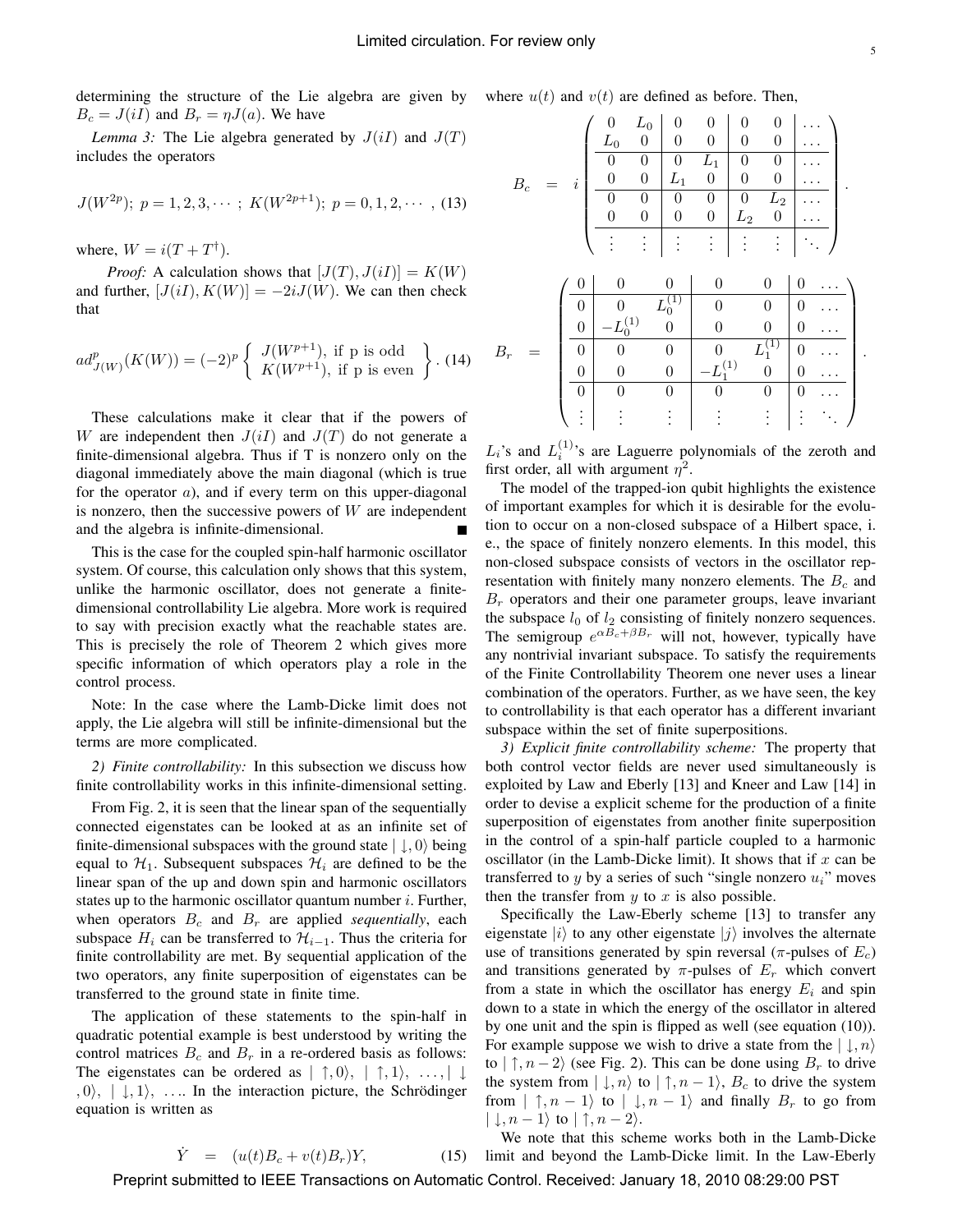determining the structure of the Lie algebra are given by $B_c = J(iI)$ and $B_r = \eta J(a)$. We have

*Lemma 3:* The Lie algebra generated by $J(iI)$ and $J(T)$ includes the operators

$$J(W^{2p});\ p = 1, 2, 3, \cdots\ ;\ K(W^{2p+1});\ p = 0, 1, 2, \cdots\ , \quad (13)$$

where, $W = i(T + T^\dagger)$.

*Proof:* A calculation shows that $[J(T), J(iI)] = K(W)$ and further, $[J(iI), K(W)] = -2iJ(W)$. We can then check that

$$ad^p_{J(W)}(K(W)) = (-2)^p \left\{ \begin{array}{l} J(W^{p+1}), \text{ if p is odd} \\ K(W^{p+1}), \text{ if p is even} \end{array} \right\}. \quad (14)$$

These calculations make it clear that if the powers of $W$ are independent then $J(iI)$ and $J(T)$ do not generate a finite-dimensional algebra. Thus if T is nonzero only on the diagonal immediately above the main diagonal (which is true for the operator $a$), and if every term on this upper-diagonal is nonzero, then the successive powers of $W$ are independent and the algebra is infinite-dimensional. ∎

This is the case for the coupled spin-half harmonic oscillator system. Of course, this calculation only shows that this system, unlike the harmonic oscillator, does not generate a finite-dimensional controllability Lie algebra. More work is required to say with precision exactly what the reachable states are. This is precisely the role of Theorem 2 which gives more specific information of which operators play a role in the control process.

Note: In the case where the Lamb-Dicke limit does not apply, the Lie algebra will still be infinite-dimensional but the terms are more complicated.

*2) Finite controllability:* In this subsection we discuss how finite controllability works in this infinite-dimensional setting.

From Fig. 2, it is seen that the linear span of the sequentially connected eigenstates can be looked at as an infinite set of finite-dimensional subspaces with the ground state $|\downarrow, 0\rangle$ being equal to $\mathcal{H}_1$. Subsequent subspaces $\mathcal{H}_i$ are defined to be the linear span of the up and down spin and harmonic oscillators states up to the harmonic oscillator quantum number $i$. Further, when operators $B_c$ and $B_r$ are applied *sequentially*, each subspace $H_i$ can be transferred to $\mathcal{H}_{i-1}$. Thus the criteria for finite controllability are met. By sequential application of the two operators, any finite superposition of eigenstates can be transferred to the ground state in finite time.

The application of these statements to the spin-half in quadratic potential example is best understood by writing the control matrices $B_c$ and $B_r$ in a re-ordered basis as follows: The eigenstates can be ordered as $|\uparrow, 0\rangle$, $|\uparrow, 1\rangle$, $\ldots$, $|\downarrow, 0\rangle$, $|\downarrow, 1\rangle$, .... In the interaction picture, the Schrödinger equation is written as

$$\dot{Y} = (u(t)B_c + v(t)B_r)Y, \quad (15)$$

where $u(t)$ and $v(t)$ are defined as before. Then,

$$B_c = i \left( \begin{array}{cc|cc|cc|c} 0 & L_0 & 0 & 0 & 0 & 0 & \ldots \\ L_0 & 0 & 0 & 0 & 0 & 0 & \ldots \\ \hline 0 & 0 & 0 & L_1 & 0 & 0 & \ldots \\ 0 & 0 & L_1 & 0 & 0 & 0 & \ldots \\ \hline 0 & 0 & 0 & 0 & 0 & L_2 & \ldots \\ 0 & 0 & 0 & 0 & L_2 & 0 & \ldots \\ \hline \vdots & \vdots & \vdots & \vdots & \vdots & \vdots & \ddots \end{array} \right).$$

$$B_r = \left( \begin{array}{c|cc|cc|cc} 0 & 0 & 0 & 0 & 0 & 0 & \ldots \\ \hline 0 & 0 & L_0^{(1)} & 0 & 0 & 0 & \ldots \\ 0 & -L_0^{(1)} & 0 & 0 & 0 & 0 & \ldots \\ \hline 0 & 0 & 0 & 0 & L_1^{(1)} & 0 & \ldots \\ 0 & 0 & 0 & -L_1^{(1)} & 0 & 0 & \ldots \\ \hline 0 & 0 & 0 & 0 & 0 & 0 & \ldots \\ \vdots & \vdots & \vdots & \vdots & \vdots & \vdots & \ddots \end{array} \right).$$

$L_i$'s and $L_i^{(1)}$'s are Laguerre polynomials of the zeroth and first order, all with argument $\eta^2$.

The model of the trapped-ion qubit highlights the existence of important examples for which it is desirable for the evolution to occur on a non-closed subspace of a Hilbert space, i. e., the space of finitely nonzero elements. In this model, this non-closed subspace consists of vectors in the oscillator representation with finitely many nonzero elements. The $B_c$ and $B_r$ operators and their one parameter groups, leave invariant the subspace $l_0$ of $l_2$ consisting of finitely nonzero sequences. The semigroup $e^{\alpha B_c + \beta B_r}$ will not, however, typically have any nontrivial invariant subspace. To satisfy the requirements of the Finite Controllability Theorem one never uses a linear combination of the operators. Further, as we have seen, the key to controllability is that each operator has a different invariant subspace within the set of finite superpositions.

*3) Explicit finite controllability scheme:* The property that both control vector fields are never used simultaneously is exploited by Law and Eberly [13] and Kneer and Law [14] in order to devise a explicit scheme for the production of a finite superposition of eigenstates from another finite superposition in the control of a spin-half particle coupled to a harmonic oscillator (in the Lamb-Dicke limit). It shows that if $x$ can be transferred to $y$ by a series of such "single nonzero $u_i$" moves then the transfer from $y$ to $x$ is also possible.

Specifically the Law-Eberly scheme [13] to transfer any eigenstate $|i\rangle$ to any other eigenstate $|j\rangle$ involves the alternate use of transitions generated by spin reversal ($\pi$-pulses of $E_c$) and transitions generated by $\pi$-pulses of $E_r$ which convert from a state in which the oscillator has energy $E_i$ and spin down to a state in which the energy of the oscillator in altered by one unit and the spin is flipped as well (see equation (10)). For example suppose we wish to drive a state from the $|\downarrow, n\rangle$ to $|\uparrow, n-2\rangle$ (see Fig. 2). This can be done using $B_r$ to drive the system from $|\downarrow, n\rangle$ to $|\uparrow, n-1\rangle$, $B_c$ to drive the system from $|\uparrow, n-1\rangle$ to $|\downarrow, n-1\rangle$ and finally $B_r$ to go from $|\downarrow, n-1\rangle$ to $|\uparrow, n-2\rangle$.

We note that this scheme works both in the Lamb-Dicke limit and beyond the Lamb-Dicke limit. In the Law-Eberly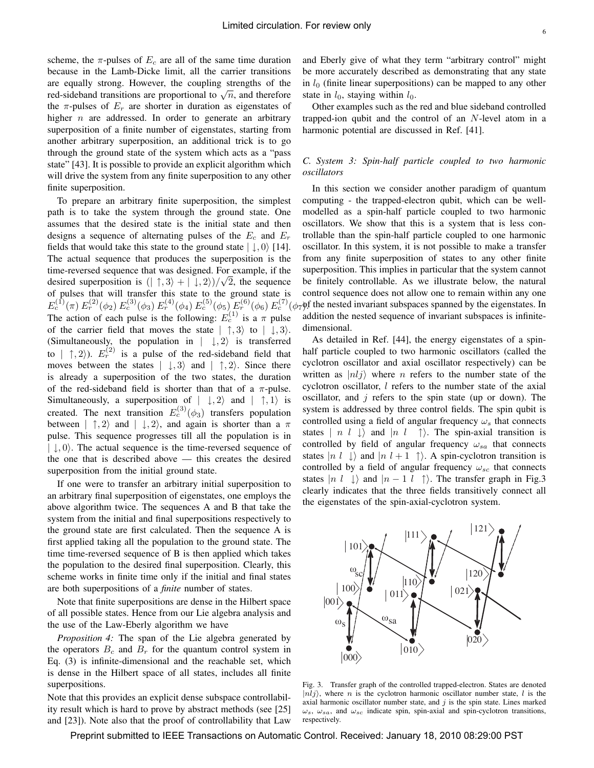scheme, the $\pi$-pulses of $E_c$ are all of the same time duration because in the Lamb-Dicke limit, all the carrier transitions are equally strong. However, the coupling strengths of the red-sideband transitions are proportional to $\sqrt{n}$, and therefore the $\pi$-pulses of $E_r$ are shorter in duration as eigenstates of higher $n$ are addressed. In order to generate an arbitrary superposition of a finite number of eigenstates, starting from another arbitrary superposition, an additional trick is to go through the ground state of the system which acts as a "pass state" [43]. It is possible to provide an explicit algorithm which will drive the system from any finite superposition to any other finite superposition.

To prepare an arbitrary finite superposition, the simplest path is to take the system through the ground state. One assumes that the desired state is the initial state and then designs a sequence of alternating pulses of the $E_c$ and $E_r$ fields that would take this state to the ground state $|\downarrow, 0\rangle$ [14]. The actual sequence that produces the superposition is the time-reversed sequence that was designed. For example, if the desired superposition is $(|\uparrow, 3\rangle + |\downarrow, 2\rangle)/\sqrt{2}$, the sequence of pulses that will transfer this state to the ground state is $E_c^{(1)}(\pi)\, E_r^{(2)}(\phi_2)\, E_c^{(3)}(\phi_3)\, E_r^{(4)}(\phi_4)\, E_c^{(5)}(\phi_5)\, E_r^{(6)}(\phi_6)\, E_c^{(7)}(\phi_7)$. The action of each pulse is the following: $E_c^{(1)}$ is a $\pi$ pulse of the carrier field that moves the state $|\uparrow, 3\rangle$ to $|\downarrow, 3\rangle$. (Simultaneously, the population in $|\downarrow, 2\rangle$ is transferred to $|\uparrow, 2\rangle$). $E_r^{(2)}$ is a pulse of the red-sideband field that moves between the states $|\downarrow, 3\rangle$ and $|\uparrow, 2\rangle$. Since there is already a superposition of the two states, the duration of the red-sideband field is shorter than that of a $\pi$-pulse. Simultaneously, a superposition of $|\downarrow, 2\rangle$ and $|\uparrow, 1\rangle$ is created. The next transition $E_c^{(3)}(\phi_3)$ transfers population between $|\uparrow, 2\rangle$ and $|\downarrow, 2\rangle$, and again is shorter than a $\pi$ pulse. This sequence progresses till all the population is in $|\downarrow, 0\rangle$. The actual sequence is the time-reversed sequence of the one that is described above — this creates the desired superposition from the initial ground state.

If one were to transfer an arbitrary initial superposition to an arbitrary final superposition of eigenstates, one employs the above algorithm twice. The sequences A and B that take the system from the initial and final superpositions respectively to the ground state are first calculated. Then the sequence A is first applied taking all the population to the ground state. The time time-reversed sequence of B is then applied which takes the population to the desired final superposition. Clearly, this scheme works in finite time only if the initial and final states are both superpositions of a *finite* number of states.

Note that finite superpositions are dense in the Hilbert space of all possible states. Hence from our Lie algebra analysis and the use of the Law-Eberly algorithm we have

*Proposition 4:* The span of the Lie algebra generated by the operators $B_c$ and $B_r$ for the quantum control system in Eq. (3) is infinite-dimensional and the reachable set, which is dense in the Hilbert space of all states, includes all finite superpositions.

Note that this provides an explicit dense subspace controllability result which is hard to prove by abstract methods (see [25] and [23]). Note also that the proof of controllability that Law and Eberly give of what they term "arbitrary control" might be more accurately described as demonstrating that any state in $l_0$ (finite linear superpositions) can be mapped to any other state in $l_0$, staying within $l_0$.

Other examples such as the red and blue sideband controlled trapped-ion qubit and the control of an $N$-level atom in a harmonic potential are discussed in Ref. [41].

### C. System 3: Spin-half particle coupled to two harmonic oscillators

In this section we consider another paradigm of quantum computing - the trapped-electron qubit, which can be well-modelled as a spin-half particle coupled to two harmonic oscillators. We show that this is a system that is less controllable than the spin-half particle coupled to one harmonic oscillator. In this system, it is not possible to make a transfer from any finite superposition of states to any other finite superposition. This implies in particular that the system cannot be finitely controllable. As we illustrate below, the natural control sequence does not allow one to remain within any one of the nested invariant subspaces spanned by the eigenstates. In addition the nested sequence of invariant subspaces is infinite-dimensional.

As detailed in Ref. [44], the energy eigenstates of a spin-half particle coupled to two harmonic oscillators (called the cyclotron oscillator and axial oscillator respectively) can be written as $|nlj\rangle$ where $n$ refers to the number state of the cyclotron oscillator, $l$ refers to the number state of the axial oscillator, and $j$ refers to the spin state (up or down). The system is addressed by three control fields. The spin qubit is controlled using a field of angular frequency $\omega_s$ that connects states $|n\ l\ \downarrow\rangle$ and $|n\ l\ \uparrow\rangle$. The spin-axial transition is controlled by field of angular frequency $\omega_{sa}$ that connects states $|n\ l\ \downarrow\rangle$ and $|n\ l+1\ \uparrow\rangle$. A spin-cyclotron transition is controlled by a field of angular frequency $\omega_{sc}$ that connects states $|n\ l\ \downarrow\rangle$ and $|n-1\ l\ \uparrow\rangle$. The transfer graph in Fig.3 clearly indicates that the three fields transitively connect all the eigenstates of the spin-axial-cyclotron system.

Fig. 3. Transfer graph of the controlled trapped-electron. States are denoted $|nlj\rangle$, where $n$ is the cyclotron harmonic oscillator number state, $l$ is the axial harmonic oscillator number state, and $j$ is the spin state. Lines marked $\omega_s$, $\omega_{sa}$, and $\omega_{sc}$ indicate spin, spin-axial and spin-cyclotron transitions, respectively.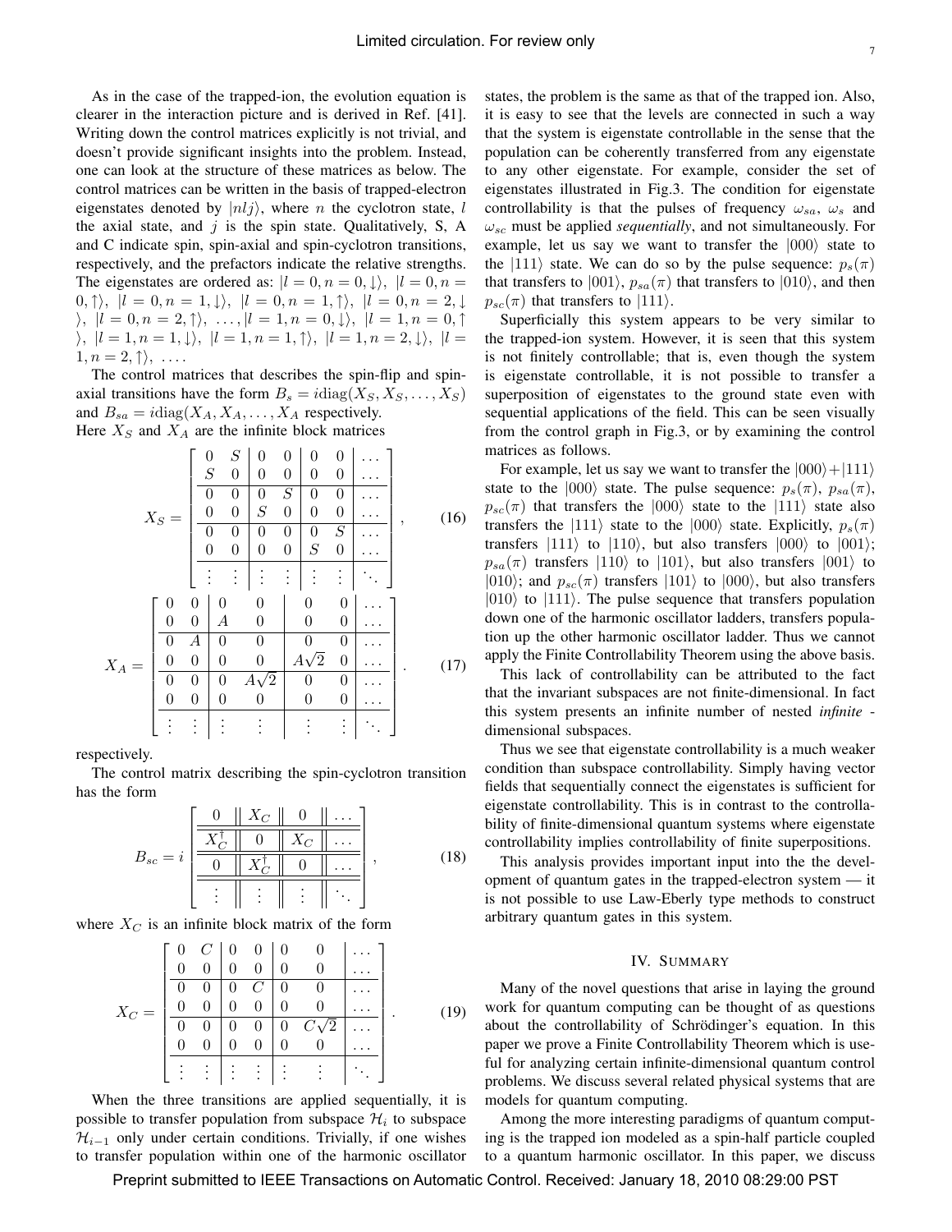As in the case of the trapped-ion, the evolution equation is clearer in the interaction picture and is derived in Ref. [41]. Writing down the control matrices explicitly is not trivial, and doesn't provide significant insights into the problem. Instead, one can look at the structure of these matrices as below. The control matrices can be written in the basis of trapped-electron eigenstates denoted by $|nlj\rangle$, where $n$ the cyclotron state, $l$ the axial state, and $j$ is the spin state. Qualitatively, S, A and C indicate spin, spin-axial and spin-cyclotron transitions, respectively, and the prefactors indicate the relative strengths. The eigenstates are ordered as: $|l=0,n=0,\downarrow\rangle,\ |l=0,n=0,\uparrow\rangle,\ |l=0,n=1,\downarrow\rangle,\ |l=0,n=1,\uparrow\rangle,\ |l=0,n=2,\downarrow\rangle,\ |l=0,n=2,\uparrow\rangle,\ \ldots,|l=1,n=0,\downarrow\rangle,\ |l=1,n=0,\uparrow\rangle,\ |l=1,n=1,\downarrow\rangle,\ |l=1,n=1,\uparrow\rangle,\ |l=1,n=2,\downarrow\rangle,\ |l=1,n=2,\uparrow\rangle,\ \ldots.$

The control matrices that describes the spin-flip and spin-axial transitions have the form $B_s = i\mathrm{diag}(X_S, X_S, \ldots, X_S)$ and $B_{sa} = i\mathrm{diag}(X_A, X_A, \ldots, X_A$ respectively. Here $X_S$ and $X_A$ are the infinite block matrices

$$X_S = \left[\begin{array}{cc|cc|cc|c} 0 & S & 0 & 0 & 0 & 0 & \ldots \\ S & 0 & 0 & 0 & 0 & 0 & \ldots \\ \hline 0 & 0 & 0 & S & 0 & 0 & \ldots \\ 0 & 0 & S & 0 & 0 & 0 & \ldots \\ \hline 0 & 0 & 0 & 0 & 0 & S & \ldots \\ 0 & 0 & 0 & 0 & S & 0 & \ldots \\ \hline \vdots & \vdots & \vdots & \vdots & \vdots & \vdots & \ddots \end{array}\right], \qquad (16)$$

$$X_A = \left[\begin{array}{cc|cc|cc|c} 0 & 0 & 0 & 0 & 0 & 0 & \ldots \\ 0 & 0 & A & 0 & 0 & 0 & \ldots \\ \hline 0 & A & 0 & 0 & 0 & 0 & \ldots \\ 0 & 0 & 0 & 0 & A\sqrt{2} & 0 & \ldots \\ \hline 0 & 0 & 0 & A\sqrt{2} & 0 & 0 & \ldots \\ 0 & 0 & 0 & 0 & 0 & 0 & \ldots \\ \hline \vdots & \vdots & \vdots & \vdots & \vdots & \vdots & \ddots \end{array}\right]. \qquad (17)$$

respectively.

The control matrix describing the spin-cyclotron transition has the form

$$B_{sc} = i\left[\begin{array}{c||c||c||c} 0 & X_C & 0 & \ldots \\ \hline\hline X_C^\dagger & 0 & X_C & \ldots \\ \hline\hline 0 & X_C^\dagger & 0 & \ldots \\ \hline\hline \vdots & \vdots & \vdots & \ddots \end{array}\right], \qquad (18)$$

where $X_C$ is an infinite block matrix of the form

$$X_C = \left[\begin{array}{cc|cc|cc|c} 0 & C & 0 & 0 & 0 & 0 & \ldots \\ 0 & 0 & 0 & 0 & 0 & 0 & \ldots \\ \hline 0 & 0 & 0 & C & 0 & 0 & \ldots \\ 0 & 0 & 0 & 0 & 0 & 0 & \ldots \\ \hline 0 & 0 & 0 & 0 & 0 & C\sqrt{2} & \ldots \\ 0 & 0 & 0 & 0 & 0 & 0 & \ldots \\ \hline \vdots & \vdots & \vdots & \vdots & \vdots & \vdots & \ddots \end{array}\right]. \qquad (19)$$

When the three transitions are applied sequentially, it is possible to transfer population from subspace $\mathcal{H}_i$ to subspace $\mathcal{H}_{i-1}$ only under certain conditions. Trivially, if one wishes to transfer population within one of the harmonic oscillator states, the problem is the same as that of the trapped ion. Also, it is easy to see that the levels are connected in such a way that the system is eigenstate controllable in the sense that the population can be coherently transferred from any eigenstate to any other eigenstate. For example, consider the set of eigenstates illustrated in Fig.3. The condition for eigenstate controllability is that the pulses of frequency $\omega_{sa}$, $\omega_s$ and $\omega_{sc}$ must be applied *sequentially*, and not simultaneously. For example, let us say we want to transfer the $|000\rangle$ state to the $|111\rangle$ state. We can do so by the pulse sequence: $p_s(\pi)$ that transfers to $|001\rangle$, $p_{sa}(\pi)$ that transfers to $|010\rangle$, and then $p_{sc}(\pi)$ that transfers to $|111\rangle$.

Superficially this system appears to be very similar to the trapped-ion system. However, it is seen that this system is not finitely controllable; that is, even though the system is eigenstate controllable, it is not possible to transfer a superposition of eigenstates to the ground state even with sequential applications of the field. This can be seen visually from the control graph in Fig.3, or by examining the control matrices as follows.

For example, let us say we want to transfer the $|000\rangle+|111\rangle$ state to the $|000\rangle$ state. The pulse sequence: $p_s(\pi)$, $p_{sa}(\pi)$, $p_{sc}(\pi)$ that transfers the $|000\rangle$ state to the $|111\rangle$ state also transfers the $|111\rangle$ state to the $|000\rangle$ state. Explicitly, $p_s(\pi)$ transfers $|111\rangle$ to $|110\rangle$, but also transfers $|000\rangle$ to $|001\rangle$; $p_{sa}(\pi)$ transfers $|110\rangle$ to $|101\rangle$, but also transfers $|001\rangle$ to $|010\rangle$; and $p_{sc}(\pi)$ transfers $|101\rangle$ to $|000\rangle$, but also transfers $|010\rangle$ to $|111\rangle$. The pulse sequence that transfers population down one of the harmonic oscillator ladders, transfers population up the other harmonic oscillator ladder. Thus we cannot apply the Finite Controllability Theorem using the above basis.

This lack of controllability can be attributed to the fact that the invariant subspaces are not finite-dimensional. In fact this system presents an infinite number of nested *infinite* - dimensional subspaces.

Thus we see that eigenstate controllability is a much weaker condition than subspace controllability. Simply having vector fields that sequentially connect the eigenstates is sufficient for eigenstate controllability. This is in contrast to the controllability of finite-dimensional quantum systems where eigenstate controllability implies controllability of finite superpositions.

This analysis provides important input into the the development of quantum gates in the trapped-electron system — it is not possible to use Law-Eberly type methods to construct arbitrary quantum gates in this system.

## IV. Summary

Many of the novel questions that arise in laying the ground work for quantum computing can be thought of as questions about the controllability of Schrödinger's equation. In this paper we prove a Finite Controllability Theorem which is useful for analyzing certain infinite-dimensional quantum control problems. We discuss several related physical systems that are models for quantum computing.

Among the more interesting paradigms of quantum computing is the trapped ion modeled as a spin-half particle coupled to a quantum harmonic oscillator. In this paper, we discuss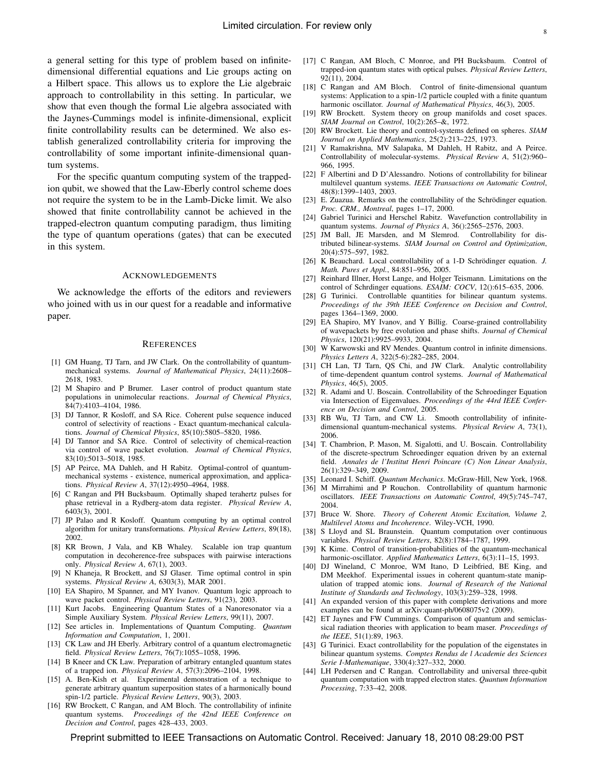a general setting for this type of problem based on infinite-dimensional differential equations and Lie groups acting on a Hilbert space. This allows us to explore the Lie algebraic approach to controllability in this setting. In particular, we show that even though the formal Lie algebra associated with the Jaynes-Cummings model is infinite-dimensional, explicit finite controllability results can be determined. We also establish generalized controllability criteria for improving the controllability of some important infinite-dimensional quantum systems.

For the specific quantum computing system of the trapped-ion qubit, we showed that the Law-Eberly control scheme does not require the system to be in the Lamb-Dicke limit. We also showed that finite controllability cannot be achieved in the trapped-electron quantum computing paradigm, thus limiting the type of quantum operations (gates) that can be executed in this system.

## Acknowledgements

We acknowledge the efforts of the editors and reviewers who joined with us in our quest for a readable and informative paper.

## References

[1] GM Huang, TJ Tarn, and JW Clark. On the controllability of quantum-mechanical systems. *Journal of Mathematical Physics*, 24(11):2608–2618, 1983.

[2] M Shapiro and P Brumer. Laser control of product quantum state populations in unimolecular reactions. *Journal of Chemical Physics*, 84(7):4103–4104, 1986.

[3] DJ Tannor, R Kosloff, and SA Rice. Coherent pulse sequence induced control of selectivity of reactions - Exact quantum-mechanical calculations. *Journal of Chemical Physics*, 85(10):5805–5820, 1986.

[4] DJ Tannor and SA Rice. Control of selectivity of chemical-reaction via control of wave packet evolution. *Journal of Chemical Physics*, 83(10):5013–5018, 1985.

[5] AP Peirce, MA Dahleh, and H Rabitz. Optimal-control of quantum-mechanical systems - existence, numerical approximation, and applications. *Physical Review A*, 37(12):4950–4964, 1988.

[6] C Rangan and PH Bucksbaum. Optimally shaped terahertz pulses for phase retrieval in a Rydberg-atom data register. *Physical Review A*, 6403(3), 2001.

[7] JP Palao and R Kosloff. Quantum computing by an optimal control algorithm for unitary transformations. *Physical Review Letters*, 89(18), 2002.

[8] KR Brown, J Vala, and KB Whaley. Scalable ion trap quantum computation in decoherence-free subspaces with pairwise interactions only. *Physical Review A*, 67(1), 2003.

[9] N Khaneja, R Brockett, and SJ Glaser. Time optimal control in spin systems. *Physical Review A*, 6303(3), MAR 2001.

[10] EA Shapiro, M Spanner, and MY Ivanov. Quantum logic approach to wave packet control. *Physical Review Letters*, 91(23), 2003.

[11] Kurt Jacobs. Engineering Quantum States of a Nanoresonator via a Simple Auxiliary System. *Physical Review Letters*, 99(11), 2007.

[12] See articles in. Implementations of Quantum Computing. *Quantum Information and Computation*, 1, 2001.

[13] CK Law and JH Eberly. Arbitrary control of a quantum electromagnetic field. *Physical Review Letters*, 76(7):1055–1058, 1996.

[14] B Kneer and CK Law. Preparation of arbitrary entangled quantum states of a trapped ion. *Physical Review A*, 57(3):2096–2104, 1998.

[15] A. Ben-Kish et al. Experimental demonstration of a technique to generate arbitrary quantum superposition states of a harmonically bound spin-1/2 particle. *Physical Review Letters*, 90(3), 2003.

[16] RW Brockett, C Rangan, and AM Bloch. The controllability of infinite quantum systems. *Proceedings of the 42nd IEEE Conference on Decision and Control*, pages 428–433, 2003.

[17] C Rangan, AM Bloch, C Monroe, and PH Bucksbaum. Control of trapped-ion quantum states with optical pulses. *Physical Review Letters*, 92(11), 2004.

[18] C Rangan and AM Bloch. Control of finite-dimensional quantum systems: Application to a spin-1/2 particle coupled with a finite quantum harmonic oscillator. *Journal of Mathematical Physics*, 46(3), 2005.

[19] RW Brockett. System theory on group manifolds and coset spaces. *SIAM Journal on Control*, 10(2):265–&, 1972.

[20] RW Brockett. Lie theory and control-systems defined on spheres. *SIAM Journal on Applied Mathematics*, 25(2):213–225, 1973.

[21] V Ramakrishna, MV Salapaka, M Dahleh, H Rabitz, and A Peirce. Controllability of molecular-systems. *Physical Review A*, 51(2):960–966, 1995.

[22] F Albertini and D D'Alessandro. Notions of controllability for bilinear multilevel quantum systems. *IEEE Transactions on Automatic Control*, 48(8):1399–1403, 2003.

[23] E. Zuazua. Remarks on the controllability of the Schrödinger equation. *Proc. CRM., Montreal*, pages 1–17, 2000.

[24] Gabriel Turinici and Herschel Rabitz. Wavefunction controllability in quantum systems. *Journal of Physics A*, 36():2565–2576, 2003.

[25] JM Ball, JE Marsden, and M Slemrod. Controllability for distributed bilinear-systems. *SIAM Journal on Control and Optimization*, 20(4):575–597, 1982.

[26] K Beauchard. Local controllability of a 1-D Schrödinger equation. *J. Math. Pures et Appl.*, 84:851–956, 2005.

[27] Reinhard Illner, Horst Lange, and Holger Teismann. Limitations on the control of Schrdinger equations. *ESAIM: COCV*, 12():615–635, 2006.

[28] G Turinici. Controllable quantities for bilinear quantum systems. *Proceedings of the 39th IEEE Conference on Decision and Control*, pages 1364–1369, 2000.

[29] EA Shapiro, MY Ivanov, and Y Billig. Coarse-grained controllability of wavepackets by free evolution and phase shifts. *Journal of Chemical Physics*, 120(21):9925–9933, 2004.

[30] W Karwowski and RV Mendes. Quantum control in infinite dimensions. *Physics Letters A*, 322(5-6):282–285, 2004.

[31] CH Lan, TJ Tarn, QS Chi, and JW Clark. Analytic controllability of time-dependent quantum control systems. *Journal of Mathematical Physics*, 46(5), 2005.

[32] R. Adami and U. Boscain. Controllability of the Schroedinger Equation via Intersection of Eigenvalues. *Proceedings of the 44rd IEEE Conference on Decision and Control*, 2005.

[33] RB Wu, TJ Tarn, and CW Li. Smooth controllability of infinite-dimensional quantum-mechanical systems. *Physical Review A*, 73(1), 2006.

[34] T. Chambrion, P. Mason, M. Sigalotti, and U. Boscain. Controllability of the discrete-spectrum Schroedinger equation driven by an external field. *Annales de l'Institut Henri Poincare (C) Non Linear Analysis*, 26(1):329–349, 2009.

[35] Leonard I. Schiff. *Quantum Mechanics*. McGraw-Hill, New York, 1968.

[36] M Mirrahimi and P Rouchon. Controllability of quantum harmonic oscillators. *IEEE Transactions on Automatic Control*, 49(5):745–747, 2004.

[37] Bruce W. Shore. *Theory of Coherent Atomic Excitation, Volume 2, Multilevel Atoms and Incoherence*. Wiley-VCH, 1990.

[38] S Lloyd and SL Braunstein. Quantum computation over continuous variables. *Physical Review Letters*, 82(8):1784–1787, 1999.

[39] K Kime. Control of transition-probabilities of the quantum-mechanical harmonic-oscillator. *Applied Mathematics Letters*, 6(3):11–15, 1993.

[40] DJ Wineland, C Monroe, WM Itano, D Leibfried, BE King, and DM Meekhof. Experimental issues in coherent quantum-state manipulation of trapped atomic ions. *Journal of Research of the National Institute of Standards and Technology*, 103(3):259–328, 1998.

[41] An expanded version of this paper with complete derivations and more examples can be found at arXiv:quant-ph/0608075v2 (2009).

[42] ET Jaynes and FW Cummings. Comparison of quantum and semiclassical radiation theories with application to beam maser. *Proceedings of the IEEE*, 51(1):89, 1963.

[43] G Turinici. Exact controllability for the population of the eigenstates in bilinear quantum systems. *Comptes Rendus de l Academie des Sciences Serie I-Mathematique*, 330(4):327–332, 2000.

[44] LH Pedersen and C Rangan. Controllability and universal three-qubit quantum computation with trapped electron states. *Quantum Information Processing*, 7:33–42, 2008.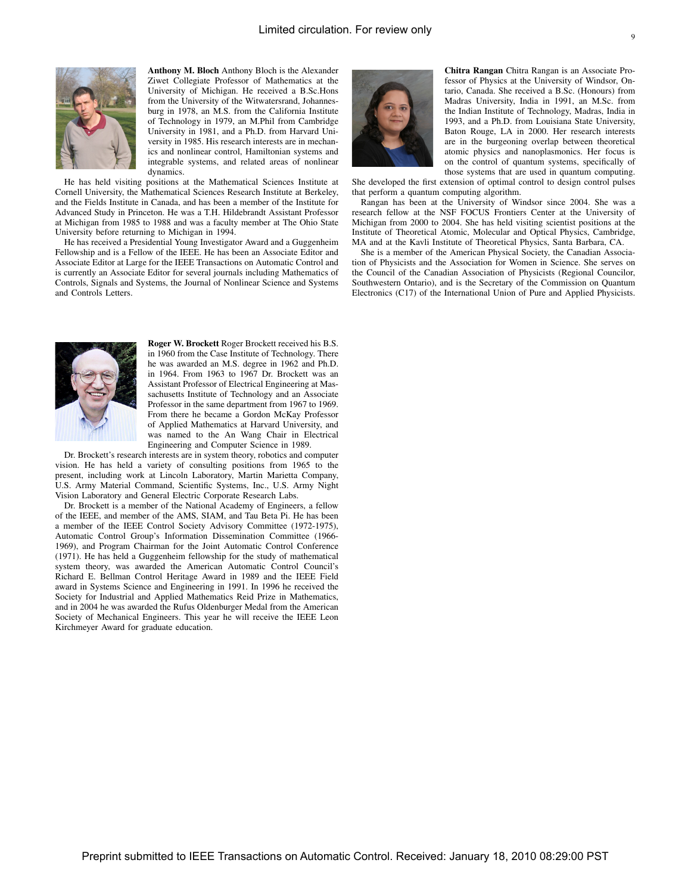**Anthony M. Bloch** Anthony Bloch is the Alexander Ziwet Collegiate Professor of Mathematics at the University of Michigan. He received a B.Sc.Hons from the University of the Witwatersrand, Johannesburg in 1978, an M.S. from the California Institute of Technology in 1979, an M.Phil from Cambridge University in 1981, and a Ph.D. from Harvard University in 1985. His research interests are in mechanics and nonlinear control, Hamiltonian systems and integrable systems, and related areas of nonlinear dynamics.

He has held visiting positions at the Mathematical Sciences Institute at Cornell University, the Mathematical Sciences Research Institute at Berkeley, and the Fields Institute in Canada, and has been a member of the Institute for Advanced Study in Princeton. He was a T.H. Hildebrandt Assistant Professor at Michigan from 1985 to 1988 and was a faculty member at The Ohio State University before returning to Michigan in 1994.

He has received a Presidential Young Investigator Award and a Guggenheim Fellowship and is a Fellow of the IEEE. He has been an Associate Editor and Associate Editor at Large for the IEEE Transactions on Automatic Control and is currently an Associate Editor for several journals including Mathematics of Controls, Signals and Systems, the Journal of Nonlinear Science and Systems and Controls Letters.

**Roger W. Brockett** Roger Brockett received his B.S. in 1960 from the Case Institute of Technology. There he was awarded an M.S. degree in 1962 and Ph.D. in 1964. From 1963 to 1967 Dr. Brockett was an Assistant Professor of Electrical Engineering at Massachusetts Institute of Technology and an Associate Professor in the same department from 1967 to 1969. From there he became a Gordon McKay Professor of Applied Mathematics at Harvard University, and was named to the An Wang Chair in Electrical Engineering and Computer Science in 1989.

Dr. Brockett's research interests are in system theory, robotics and computer vision. He has held a variety of consulting positions from 1965 to the present, including work at Lincoln Laboratory, Martin Marietta Company, U.S. Army Material Command, Scientific Systems, Inc., U.S. Army Night Vision Laboratory and General Electric Corporate Research Labs.

Dr. Brockett is a member of the National Academy of Engineers, a fellow of the IEEE, and member of the AMS, SIAM, and Tau Beta Pi. He has been a member of the IEEE Control Society Advisory Committee (1972-1975), Automatic Control Group's Information Dissemination Committee (1966-1969), and Program Chairman for the Joint Automatic Control Conference (1971). He has held a Guggenheim fellowship for the study of mathematical system theory, was awarded the American Automatic Control Council's Richard E. Bellman Control Heritage Award in 1989 and the IEEE Field award in Systems Science and Engineering in 1991. In 1996 he received the Society for Industrial and Applied Mathematics Reid Prize in Mathematics, and in 2004 he was awarded the Rufus Oldenburger Medal from the American Society of Mechanical Engineers. This year he will receive the IEEE Leon Kirchmeyer Award for graduate education.

**Chitra Rangan** Chitra Rangan is an Associate Professor of Physics at the University of Windsor, Ontario, Canada. She received a B.Sc. (Honours) from Madras University, India in 1991, an M.Sc. from the Indian Institute of Technology, Madras, India in 1993, and a Ph.D. from Louisiana State University, Baton Rouge, LA in 2000. Her research interests are in the burgeoning overlap between theoretical atomic physics and nanoplasmonics. Her focus is on the control of quantum systems, specifically of those systems that are used in quantum computing. She developed the first extension of optimal control to design control pulses that perform a quantum computing algorithm.

Rangan has been at the University of Windsor since 2004. She was a research fellow at the NSF FOCUS Frontiers Center at the University of Michigan from 2000 to 2004. She has held visiting scientist positions at the Institute of Theoretical Atomic, Molecular and Optical Physics, Cambridge, MA and at the Kavli Institute of Theoretical Physics, Santa Barbara, CA.

She is a member of the American Physical Society, the Canadian Association of Physicists and the Association for Women in Science. She serves on the Council of the Canadian Association of Physicists (Regional Councilor, Southwestern Ontario), and is the Secretary of the Commission on Quantum Electronics (C17) of the International Union of Pure and Applied Physicists.